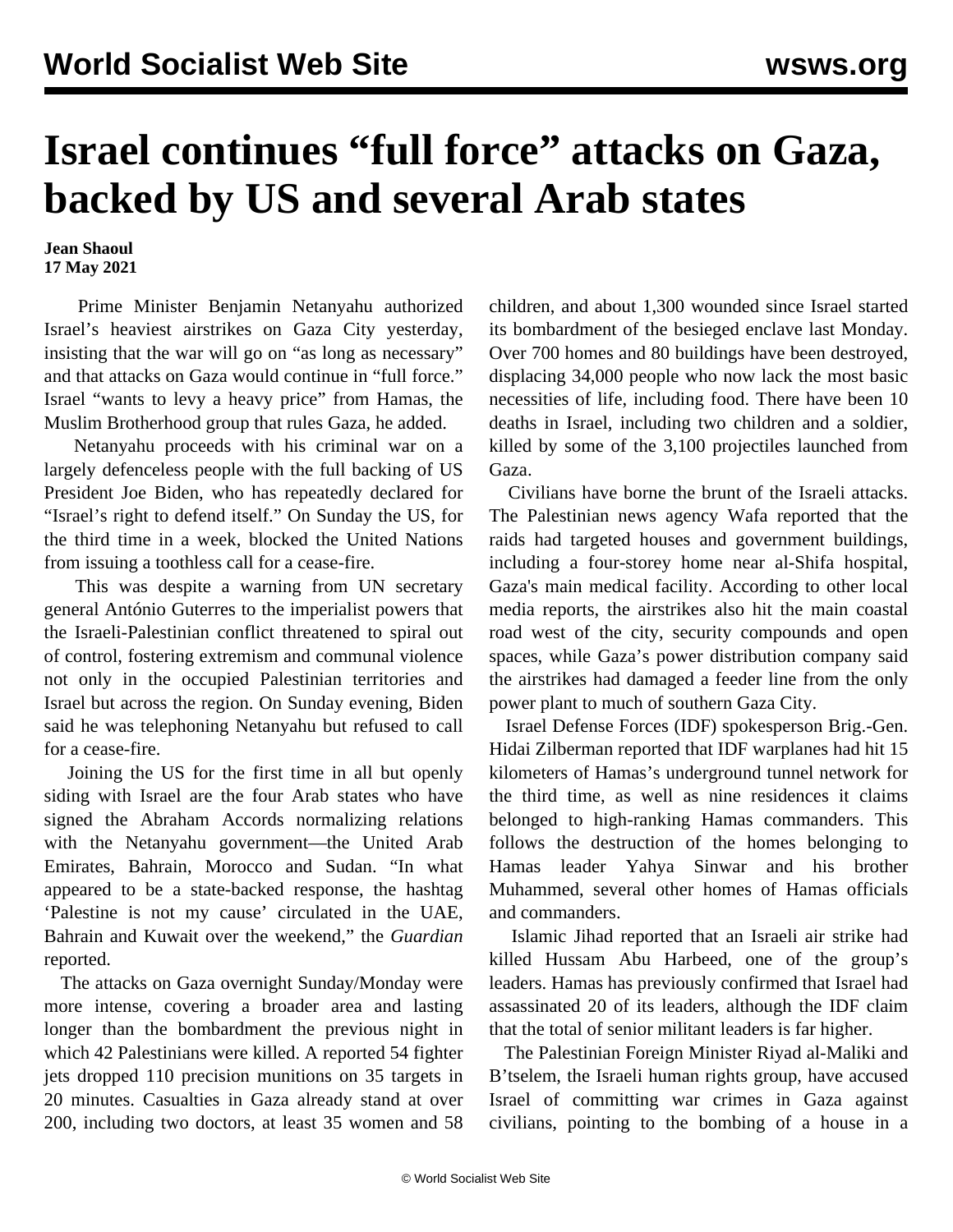# Israel continues "full force" attacks on Gaza, backed by US and several Arab states

**Jean Shaoul**
**17 May 2021**

Prime Minister Benjamin Netanyahu authorized Israel's heaviest airstrikes on Gaza City yesterday, insisting that the war will go on "as long as necessary" and that attacks on Gaza would continue in "full force." Israel "wants to levy a heavy price" from Hamas, the Muslim Brotherhood group that rules Gaza, he added.

Netanyahu proceeds with his criminal war on a largely defenceless people with the full backing of US President Joe Biden, who has repeatedly declared for "Israel's right to defend itself." On Sunday the US, for the third time in a week, blocked the United Nations from issuing a toothless call for a cease-fire.

This was despite a warning from UN secretary general António Guterres to the imperialist powers that the Israeli-Palestinian conflict threatened to spiral out of control, fostering extremism and communal violence not only in the occupied Palestinian territories and Israel but across the region. On Sunday evening, Biden said he was telephoning Netanyahu but refused to call for a cease-fire.

Joining the US for the first time in all but openly siding with Israel are the four Arab states who have signed the Abraham Accords normalizing relations with the Netanyahu government—the United Arab Emirates, Bahrain, Morocco and Sudan. "In what appeared to be a state-backed response, the hashtag 'Palestine is not my cause' circulated in the UAE, Bahrain and Kuwait over the weekend," the *Guardian* reported.

The attacks on Gaza overnight Sunday/Monday were more intense, covering a broader area and lasting longer than the bombardment the previous night in which 42 Palestinians were killed. A reported 54 fighter jets dropped 110 precision munitions on 35 targets in 20 minutes. Casualties in Gaza already stand at over 200, including two doctors, at least 35 women and 58 children, and about 1,300 wounded since Israel started its bombardment of the besieged enclave last Monday. Over 700 homes and 80 buildings have been destroyed, displacing 34,000 people who now lack the most basic necessities of life, including food. There have been 10 deaths in Israel, including two children and a soldier, killed by some of the 3,100 projectiles launched from Gaza.

Civilians have borne the brunt of the Israeli attacks. The Palestinian news agency Wafa reported that the raids had targeted houses and government buildings, including a four-storey home near al-Shifa hospital, Gaza's main medical facility. According to other local media reports, the airstrikes also hit the main coastal road west of the city, security compounds and open spaces, while Gaza's power distribution company said the airstrikes had damaged a feeder line from the only power plant to much of southern Gaza City.

Israel Defense Forces (IDF) spokesperson Brig.-Gen. Hidai Zilberman reported that IDF warplanes had hit 15 kilometers of Hamas's underground tunnel network for the third time, as well as nine residences it claims belonged to high-ranking Hamas commanders. This follows the destruction of the homes belonging to Hamas leader Yahya Sinwar and his brother Muhammed, several other homes of Hamas officials and commanders.

Islamic Jihad reported that an Israeli air strike had killed Hussam Abu Harbeed, one of the group's leaders. Hamas has previously confirmed that Israel had assassinated 20 of its leaders, although the IDF claim that the total of senior militant leaders is far higher.

The Palestinian Foreign Minister Riyad al-Maliki and B'tselem, the Israeli human rights group, have accused Israel of committing war crimes in Gaza against civilians, pointing to the bombing of a house in a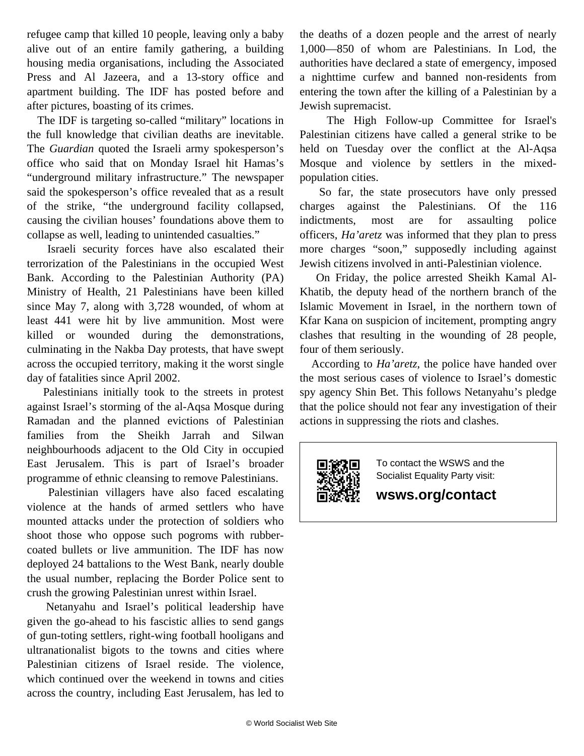refugee camp that killed 10 people, leaving only a baby alive out of an entire family gathering, a building housing media organisations, including the Associated Press and Al Jazeera, and a 13-story office and apartment building. The IDF has posted before and after pictures, boasting of its crimes.

The IDF is targeting so-called "military" locations in the full knowledge that civilian deaths are inevitable. The *Guardian* quoted the Israeli army spokesperson's office who said that on Monday Israel hit Hamas's "underground military infrastructure." The newspaper said the spokesperson's office revealed that as a result of the strike, "the underground facility collapsed, causing the civilian houses' foundations above them to collapse as well, leading to unintended casualties."

Israeli security forces have also escalated their terrorization of the Palestinians in the occupied West Bank. According to the Palestinian Authority (PA) Ministry of Health, 21 Palestinians have been killed since May 7, along with 3,728 wounded, of whom at least 441 were hit by live ammunition. Most were killed or wounded during the demonstrations, culminating in the Nakba Day protests, that have swept across the occupied territory, making it the worst single day of fatalities since April 2002.

Palestinians initially took to the streets in protest against Israel's storming of the al-Aqsa Mosque during Ramadan and the planned evictions of Palestinian families from the Sheikh Jarrah and Silwan neighbourhoods adjacent to the Old City in occupied East Jerusalem. This is part of Israel's broader programme of ethnic cleansing to remove Palestinians.

Palestinian villagers have also faced escalating violence at the hands of armed settlers who have mounted attacks under the protection of soldiers who shoot those who oppose such pogroms with rubber-coated bullets or live ammunition. The IDF has now deployed 24 battalions to the West Bank, nearly double the usual number, replacing the Border Police sent to crush the growing Palestinian unrest within Israel.

Netanyahu and Israel's political leadership have given the go-ahead to his fascistic allies to send gangs of gun-toting settlers, right-wing football hooligans and ultranationalist bigots to the towns and cities where Palestinian citizens of Israel reside. The violence, which continued over the weekend in towns and cities across the country, including East Jerusalem, has led to the deaths of a dozen people and the arrest of nearly 1,000—850 of whom are Palestinians. In Lod, the authorities have declared a state of emergency, imposed a nighttime curfew and banned non-residents from entering the town after the killing of a Palestinian by a Jewish supremacist.

The High Follow-up Committee for Israel's Palestinian citizens have called a general strike to be held on Tuesday over the conflict at the Al-Aqsa Mosque and violence by settlers in the mixed-population cities.

So far, the state prosecutors have only pressed charges against the Palestinians. Of the 116 indictments, most are for assaulting police officers, *Ha'aretz* was informed that they plan to press more charges "soon," supposedly including against Jewish citizens involved in anti-Palestinian violence.

On Friday, the police arrested Sheikh Kamal Al-Khatib, the deputy head of the northern branch of the Islamic Movement in Israel, in the northern town of Kfar Kana on suspicion of incitement, prompting angry clashes that resulting in the wounding of 28 people, four of them seriously.

According to *Ha'aretz*, the police have handed over the most serious cases of violence to Israel's domestic spy agency Shin Bet. This follows Netanyahu's pledge that the police should not fear any investigation of their actions in suppressing the riots and clashes.

To contact the WSWS and the Socialist Equality Party visit:

**wsws.org/contact**